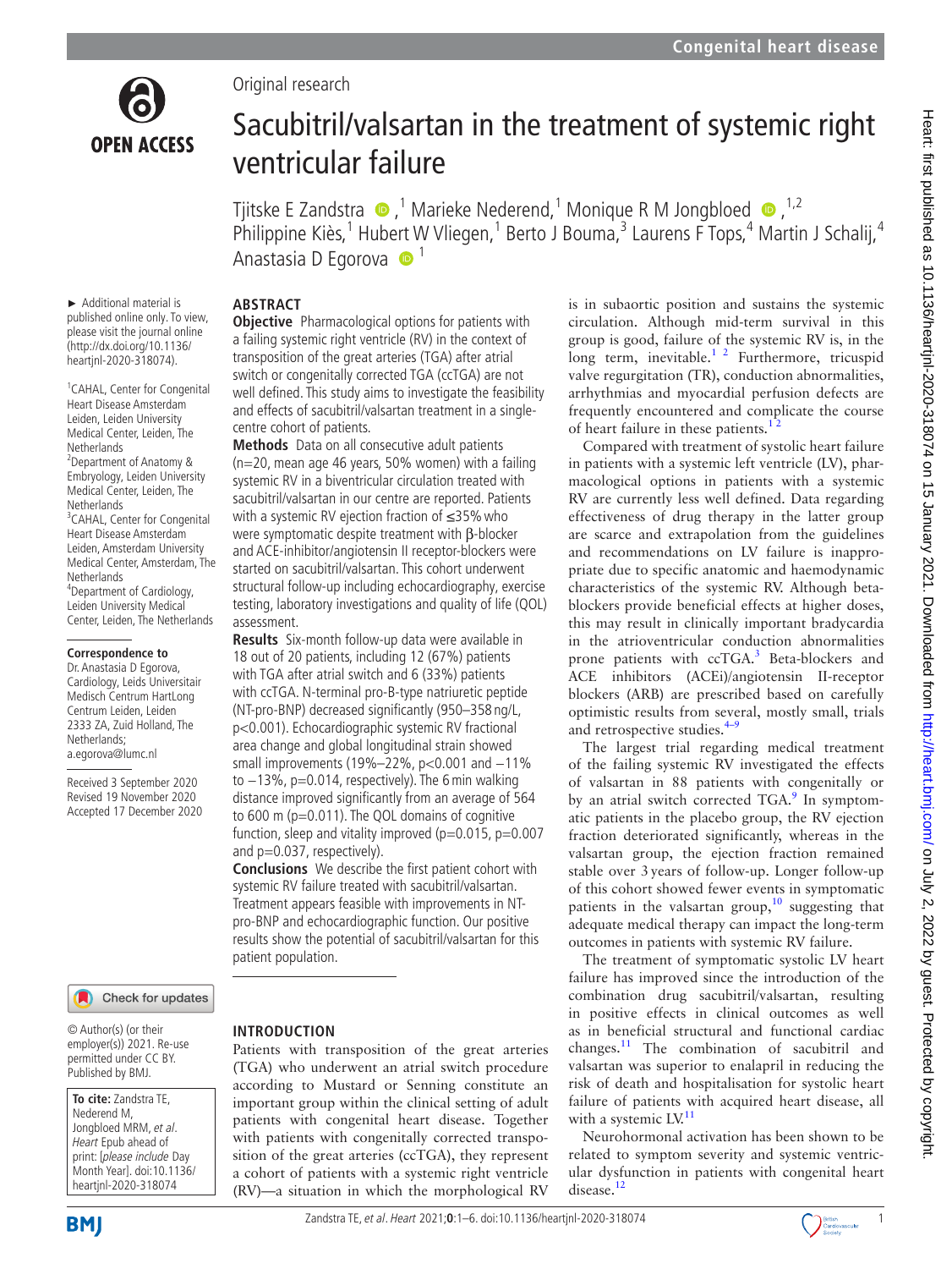Original research

# Sacubitril/valsartan in the treatment of systemic right ventricular failure

Tjitske E Zandstra[1], Marieke Nederend[1], Monique R M Jongbloed[1,2], Philippine Kiès[1], Hubert W Vliegen[1], Berto J Bouma[3], Laurens F Tops[4], Martin J Schalij[4], Anastasia D Egorova[1]

► Additional material is published online only. To view, please visit the journal online (http://dx.doi.org/10.1136/heartjnl-2020-318074).

[1]CAHAL, Center for Congenital Heart Disease Amsterdam Leiden, Leiden University Medical Center, Leiden, The Netherlands
[2]Department of Anatomy & Embryology, Leiden University Medical Center, Leiden, The Netherlands
[3]CAHAL, Center for Congenital Heart Disease Amsterdam Leiden, Amsterdam University Medical Center, Amsterdam, The Netherlands
[4]Department of Cardiology, Leiden University Medical Center, Leiden, The Netherlands

**Correspondence to**
Dr. Anastasia D Egorova, Cardiology, Leids Universitair Medisch Centrum HartLong Centrum Leiden, Leiden 2333 ZA, Zuid Holland, The Netherlands; a.egorova@lumc.nl

Received 3 September 2020
Revised 19 November 2020
Accepted 17 December 2020

## ABSTRACT

**Objective** Pharmacological options for patients with a failing systemic right ventricle (RV) in the context of transposition of the great arteries (TGA) after atrial switch or congenitally corrected TGA (ccTGA) are not well defined. This study aims to investigate the feasibility and effects of sacubitril/valsartan treatment in a single-centre cohort of patients.

**Methods** Data on all consecutive adult patients (n=20, mean age 46 years, 50% women) with a failing systemic RV in a biventricular circulation treated with sacubitril/valsartan in our centre are reported. Patients with a systemic RV ejection fraction of ≤35% who were symptomatic despite treatment with β-blocker and ACE-inhibitor/angiotensin II receptor-blockers were started on sacubitril/valsartan. This cohort underwent structural follow-up including echocardiography, exercise testing, laboratory investigations and quality of life (QOL) assessment.

**Results** Six-month follow-up data were available in 18 out of 20 patients, including 12 (67%) patients with TGA after atrial switch and 6 (33%) patients with ccTGA. N-terminal pro-B-type natriuretic peptide (NT-pro-BNP) decreased significantly (950–358 ng/L, p<0.001). Echocardiographic systemic RV fractional area change and global longitudinal strain showed small improvements (19%–22%, p<0.001 and −11% to −13%, p=0.014, respectively). The 6 min walking distance improved significantly from an average of 564 to 600 m (p=0.011). The QOL domains of cognitive function, sleep and vitality improved (p=0.015, p=0.007 and p=0.037, respectively).

**Conclusions** We describe the first patient cohort with systemic RV failure treated with sacubitril/valsartan. Treatment appears feasible with improvements in NT-pro-BNP and echocardiographic function. Our positive results show the potential of sacubitril/valsartan for this patient population.

© Author(s) (or their employer(s)) 2021. Re-use permitted under CC BY. Published by BMJ.

**To cite:** Zandstra TE, Nederend M, Jongbloed MRM, *et al*. *Heart* Epub ahead of print: [*please include* Day Month Year]. doi:10.1136/heartjnl-2020-318074

## INTRODUCTION

Patients with transposition of the great arteries (TGA) who underwent an atrial switch procedure according to Mustard or Senning constitute an important group within the clinical setting of adult patients with congenital heart disease. Together with patients with congenitally corrected transposition of the great arteries (ccTGA), they represent a cohort of patients with a systemic right ventricle (RV)—a situation in which the morphological RV is in subaortic position and sustains the systemic circulation. Although mid-term survival in this group is good, failure of the systemic RV is, in the long term, inevitable.[1 2] Furthermore, tricuspid valve regurgitation (TR), conduction abnormalities, arrhythmias and myocardial perfusion defects are frequently encountered and complicate the course of heart failure in these patients.[1 2]

Compared with treatment of systolic heart failure in patients with a systemic left ventricle (LV), pharmacological options in patients with a systemic RV are currently less well defined. Data regarding effectiveness of drug therapy in the latter group are scarce and extrapolation from the guidelines and recommendations on LV failure is inappropriate due to specific anatomic and haemodynamic characteristics of the systemic RV. Although beta-blockers provide beneficial effects at higher doses, this may result in clinically important bradycardia in the atrioventricular conduction abnormalities prone patients with ccTGA.[3] Beta-blockers and ACE inhibitors (ACEi)/angiotensin II-receptor blockers (ARB) are prescribed based on carefully optimistic results from several, mostly small, trials and retrospective studies.[4–9]

The largest trial regarding medical treatment of the failing systemic RV investigated the effects of valsartan in 88 patients with congenitally or by an atrial switch corrected TGA.[9] In symptomatic patients in the placebo group, the RV ejection fraction deteriorated significantly, whereas in the valsartan group, the ejection fraction remained stable over 3 years of follow-up. Longer follow-up of this cohort showed fewer events in symptomatic patients in the valsartan group,[10] suggesting that adequate medical therapy can impact the long-term outcomes in patients with systemic RV failure.

The treatment of symptomatic systolic LV heart failure has improved since the introduction of the combination drug sacubitril/valsartan, resulting in positive effects in clinical outcomes as well as in beneficial structural and functional cardiac changes.[11] The combination of sacubitril and valsartan was superior to enalapril in reducing the risk of death and hospitalisation for systolic heart failure of patients with acquired heart disease, all with a systemic LV.[11]

Neurohormonal activation has been shown to be related to symptom severity and systemic ventricular dysfunction in patients with congenital heart disease.[12]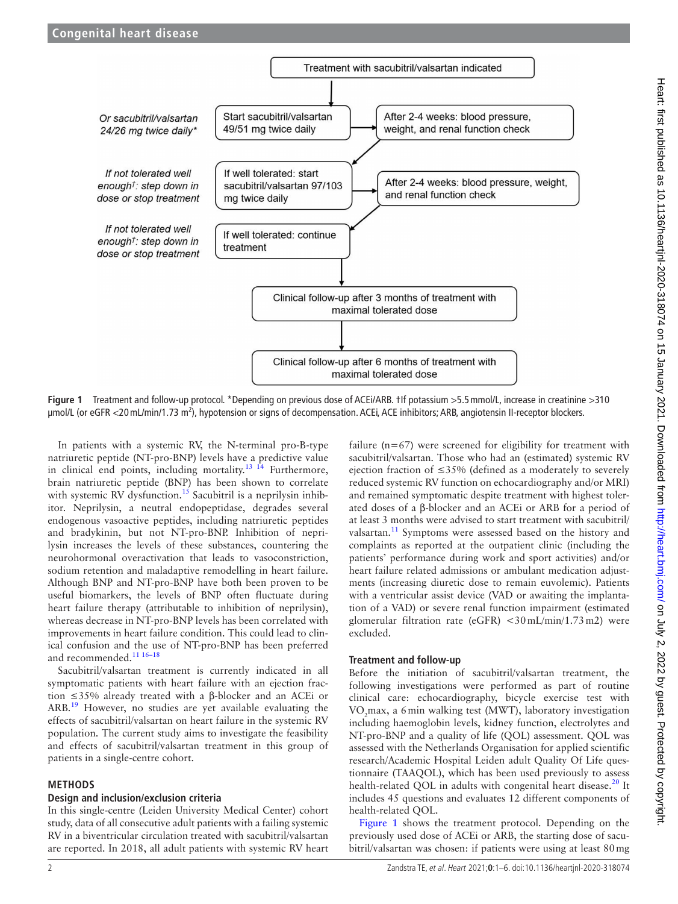Treatment with sacubitril/valsartan indicated

Start sacubitril/valsartan 49/51 mg twice daily — *Or sacubitril/valsartan 24/26 mg twice daily**

After 2-4 weeks: blood pressure, weight, and renal function check

If well tolerated: start sacubitril/valsartan 97/103 mg twice daily — *If not tolerated well enough†: step down in dose or stop treatment*

After 2-4 weeks: blood pressure, weight, and renal function check

If well tolerated: continue treatment — *If not tolerated well enough†: step down in dose or stop treatment*

Clinical follow-up after 3 months of treatment with maximal tolerated dose

Clinical follow-up after 6 months of treatment with maximal tolerated dose

**Figure 1** Treatment and follow-up protocol. *Depending on previous dose of ACEi/ARB. †If potassium >5.5 mmol/L, increase in creatinine >310 μmol/L (or eGFR <20 mL/min/1.73 m$^2$), hypotension or signs of decompensation. ACEi, ACE inhibitors; ARB, angiotensin II-receptor blockers.

In patients with a systemic RV, the N-terminal pro-B-type natriuretic peptide (NT-pro-BNP) levels have a predictive value in clinical end points, including mortality.[13 14] Furthermore, brain natriuretic peptide (BNP) has been shown to correlate with systemic RV dysfunction.[15] Sacubitril is a neprilysin inhibitor. Neprilysin, a neutral endopeptidase, degrades several endogenous vasoactive peptides, including natriuretic peptides and bradykinin, but not NT-pro-BNP. Inhibition of neprilysin increases the levels of these substances, countering the neurohormonal overactivation that leads to vasoconstriction, sodium retention and maladaptive remodelling in heart failure. Although BNP and NT-pro-BNP have both been proven to be useful biomarkers, the levels of BNP often fluctuate during heart failure therapy (attributable to inhibition of neprilysin), whereas decrease in NT-pro-BNP levels has been correlated with improvements in heart failure condition. This could lead to clinical confusion and the use of NT-pro-BNP has been preferred and recommended.[11 16–18]

Sacubitril/valsartan treatment is currently indicated in all symptomatic patients with heart failure with an ejection fraction ≤35% already treated with a β-blocker and an ACEi or ARB.[19] However, no studies are yet available evaluating the effects of sacubitril/valsartan on heart failure in the systemic RV population. The current study aims to investigate the feasibility and effects of sacubitril/valsartan treatment in this group of patients in a single-centre cohort.

## METHODS

### Design and inclusion/exclusion criteria

In this single-centre (Leiden University Medical Center) cohort study, data of all consecutive adult patients with a failing systemic RV in a biventricular circulation treated with sacubitril/valsartan are reported. In 2018, all adult patients with systemic RV heart failure (n=67) were screened for eligibility for treatment with sacubitril/valsartan. Those who had an (estimated) systemic RV ejection fraction of ≤35% (defined as a moderately to severely reduced systemic RV function on echocardiography and/or MRI) and remained symptomatic despite treatment with highest tolerated doses of a β-blocker and an ACEi or ARB for a period of at least 3 months were advised to start treatment with sacubitril/valsartan.[11] Symptoms were assessed based on the history and complaints as reported at the outpatient clinic (including the patients' performance during work and sport activities) and/or heart failure related admissions or ambulant medication adjustments (increasing diuretic dose to remain euvolemic). Patients with a ventricular assist device (VAD or awaiting the implantation of a VAD) or severe renal function impairment (estimated glomerular filtration rate (eGFR) <30 mL/min/1.73 m2) were excluded.

### Treatment and follow-up

Before the initiation of sacubitril/valsartan treatment, the following investigations were performed as part of routine clinical care: echocardiography, bicycle exercise test with $VO_2$max, a 6 min walking test (MWT), laboratory investigation including haemoglobin levels, kidney function, electrolytes and NT-pro-BNP and a quality of life (QOL) assessment. QOL was assessed with the Netherlands Organisation for applied scientific research/Academic Hospital Leiden adult Quality Of Life questionnaire (TAAQOL), which has been used previously to assess health-related QOL in adults with congenital heart disease.[20] It includes 45 questions and evaluates 12 different components of health-related QOL.

Figure 1 shows the treatment protocol. Depending on the previously used dose of ACEi or ARB, the starting dose of sacubitril/valsartan was chosen: if patients were using at least 80 mg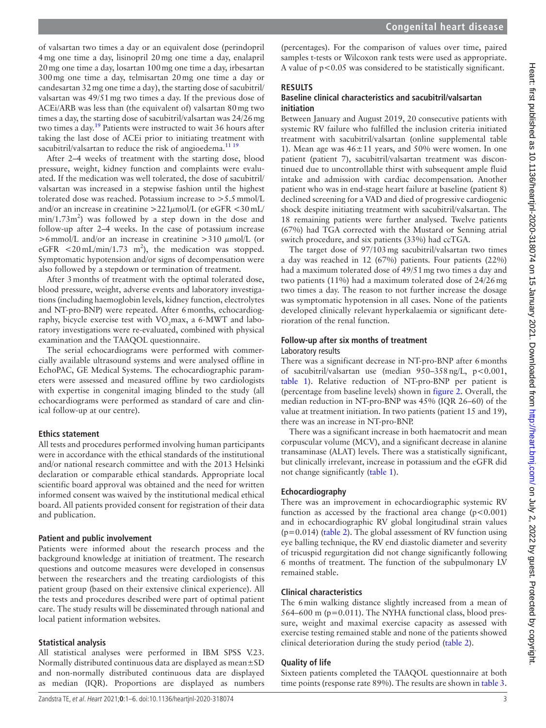of valsartan two times a day or an equivalent dose (perindopril 4 mg one time a day, lisinopril 20 mg one time a day, enalapril 20 mg one time a day, losartan 100 mg one time a day, irbesartan 300 mg one time a day, telmisartan 20 mg one time a day or candesartan 32 mg one time a day), the starting dose of sacubitril/valsartan was 49/51 mg two times a day. If the previous dose of ACEi/ARB was less than (the equivalent of) valsartan 80 mg two times a day, the starting dose of sacubitril/valsartan was 24/26 mg two times a day.[19] Patients were instructed to wait 36 hours after taking the last dose of ACEi prior to initiating treatment with sacubitril/valsartan to reduce the risk of angioedema.[11 19]

After 2–4 weeks of treatment with the starting dose, blood pressure, weight, kidney function and complaints were evaluated. If the medication was well tolerated, the dose of sacubitril/valsartan was increased in a stepwise fashion until the highest tolerated dose was reached. Potassium increase to >5.5 mmol/L and/or an increase in creatinine >221 μmol/L (or eGFR <30 mL/min/1.73 m$^2$) was followed by a step down in the dose and follow-up after 2–4 weeks. In the case of potassium increase >6 mmol/L and/or an increase in creatinine >310 μmol/L (or eGFR <20 mL/min/1.73 m$^2$), the medication was stopped. Symptomatic hypotension and/or signs of decompensation were also followed by a stepdown or termination of treatment.

After 3 months of treatment with the optimal tolerated dose, blood pressure, weight, adverse events and laboratory investigations (including haemoglobin levels, kidney function, electrolytes and NT-pro-BNP) were repeated. After 6 months, echocardiography, bicycle exercise test with $VO_2$max, a 6-MWT and laboratory investigations were re-evaluated, combined with physical examination and the TAAQOL questionnaire.

The serial echocardiograms were performed with commercially available ultrasound systems and were analysed offline in EchoPAC, GE Medical Systems. The echocardiographic parameters were assessed and measured offline by two cardiologists with expertise in congenital imaging blinded to the study (all echocardiograms were performed as standard of care and clinical follow-up at our centre).

### Ethics statement

All tests and procedures performed involving human participants were in accordance with the ethical standards of the institutional and/or national research committee and with the 2013 Helsinki declaration or comparable ethical standards. Appropriate local scientific board approval was obtained and the need for written informed consent was waived by the institutional medical ethical board. All patients provided consent for registration of their data and publication.

### Patient and public involvement

Patients were informed about the research process and the background knowledge at initiation of treatment. The research questions and outcome measures were developed in consensus between the researchers and the treating cardiologists of this patient group (based on their extensive clinical experience). All the tests and procedures described were part of optimal patient care. The study results will be disseminated through national and local patient information websites.

### Statistical analysis

All statistical analyses were performed in IBM SPSS V.23. Normally distributed continuous data are displayed as mean±SD and non-normally distributed continuous data are displayed as median (IQR). Proportions are displayed as numbers (percentages). For the comparison of values over time, paired samples t-tests or Wilcoxon rank tests were used as appropriate. A value of $p<0.05$ was considered to be statistically significant.

## RESULTS

### Baseline clinical characteristics and sacubitril/valsartan initiation

Between January and August 2019, 20 consecutive patients with systemic RV failure who fulfilled the inclusion criteria initiated treatment with sacubitril/valsartan (online supplemental table 1). Mean age was 46±11 years, and 50% were women. In one patient (patient 7), sacubitril/valsartan treatment was discontinued due to uncontrollable thirst with subsequent ample fluid intake and admission with cardiac decompensation. Another patient who was in end-stage heart failure at baseline (patient 8) declined screening for a VAD and died of progressive cardiogenic shock despite initiating treatment with sacubitril/valsartan. The 18 remaining patients were further analysed. Twelve patients (67%) had TGA corrected with the Mustard or Senning atrial switch procedure, and six patients (33%) had ccTGA.

The target dose of 97/103 mg sacubitril/valsartan two times a day was reached in 12 (67%) patients. Four patients (22%) had a maximum tolerated dose of 49/51 mg two times a day and two patients (11%) had a maximum tolerated dose of 24/26 mg two times a day. The reason to not further increase the dosage was symptomatic hypotension in all cases. None of the patients developed clinically relevant hyperkalaemia or significant deterioration of the renal function.

### Follow-up after six months of treatment

#### Laboratory results

There was a significant decrease in NT-pro-BNP after 6 months of sacubitril/valsartan use (median 950–358 ng/L, $p<0.001$, table 1). Relative reduction of NT-pro-BNP per patient is (percentage from baseline levels) shown in figure 2. Overall, the median reduction in NT-pro-BNP was 45% (IQR 26–60) of the value at treatment initiation. In two patients (patient 15 and 19), there was an increase in NT-pro-BNP.

There was a significant increase in both haematocrit and mean corpuscular volume (MCV), and a significant decrease in alanine transaminase (ALAT) levels. There was a statistically significant, but clinically irrelevant, increase in potassium and the eGFR did not change significantly (table 1).

### Echocardiography

There was an improvement in echocardiographic systemic RV function as accessed by the fractional area change ($p<0.001$) and in echocardiographic RV global longitudinal strain values ($p=0.014$) (table 2). The global assessment of RV function using eye balling technique, the RV end diastolic diameter and severity of tricuspid regurgitation did not change significantly following 6 months of treatment. The function of the subpulmonary LV remained stable.

### Clinical characteristics

The 6 min walking distance slightly increased from a mean of 564–600 m ($p=0.011$). The NYHA functional class, blood pressure, weight and maximal exercise capacity as assessed with exercise testing remained stable and none of the patients showed clinical deterioration during the study period (table 2).

### Quality of life

Sixteen patients completed the TAAQOL questionnaire at both time points (response rate 89%). The results are shown in table 3.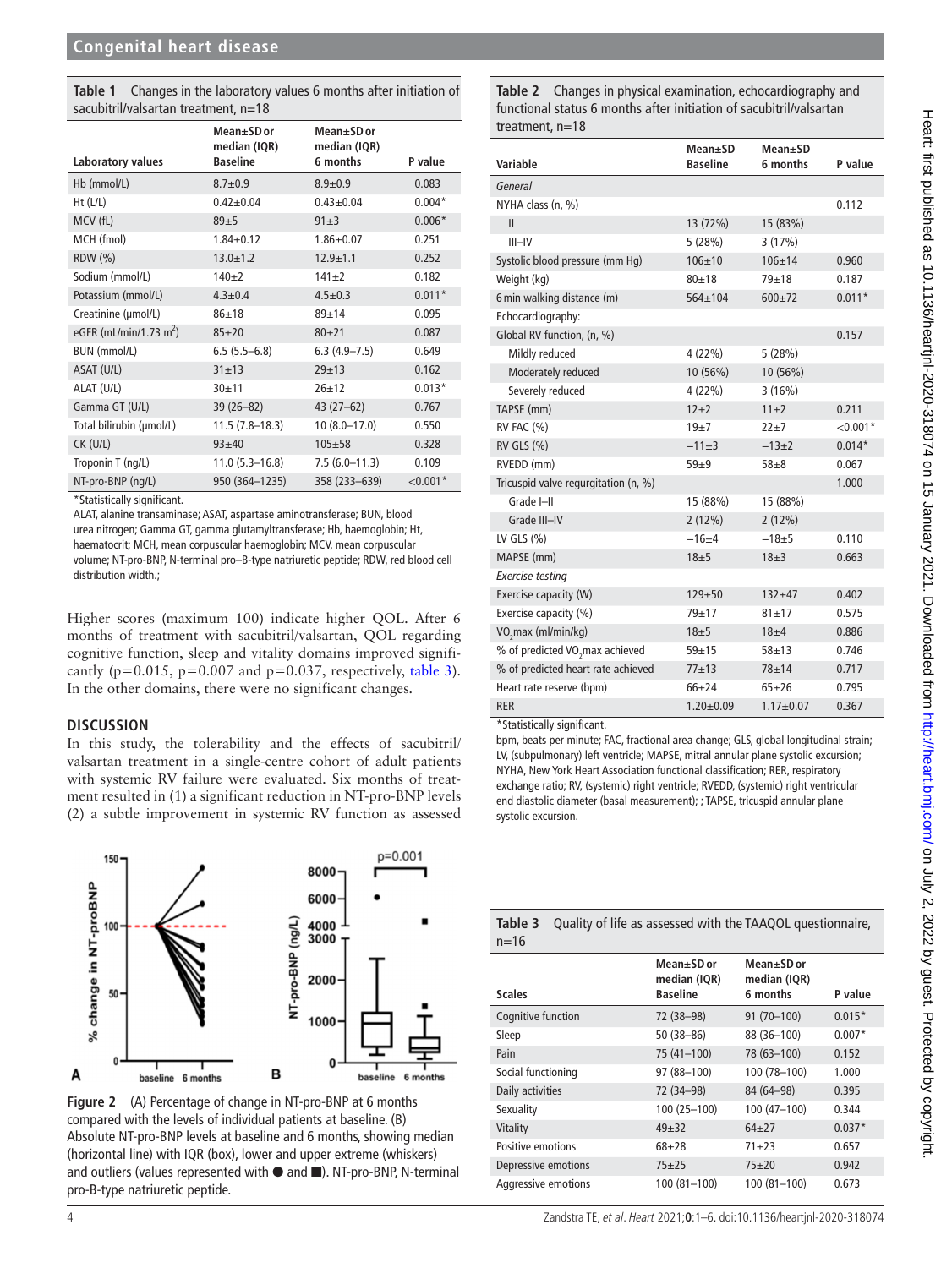**Table 1** Changes in the laboratory values 6 months after initiation of sacubitril/valsartan treatment, n=18

| Laboratory values | Mean±SD or median (IQR) Baseline | Mean±SD or median (IQR) 6 months | P value |
|---|---|---|---|
| Hb (mmol/L) | 8.7±0.9 | 8.9±0.9 | 0.083 |
| Ht (L/L) | 0.42±0.04 | 0.43±0.04 | 0.004* |
| MCV (fL) | 89±5 | 91±3 | 0.006* |
| MCH (fmol) | 1.84±0.12 | 1.86±0.07 | 0.251 |
| RDW (%) | 13.0±1.2 | 12.9±1.1 | 0.252 |
| Sodium (mmol/L) | 140±2 | 141±2 | 0.182 |
| Potassium (mmol/L) | 4.3±0.4 | 4.5±0.3 | 0.011* |
| Creatinine (µmol/L) | 86±18 | 89±14 | 0.095 |
| eGFR (mL/min/1.73 $m^2$) | 85±20 | 80±21 | 0.087 |
| BUN (mmol/L) | 6.5 (5.5–6.8) | 6.3 (4.9–7.5) | 0.649 |
| ASAT (U/L) | 31±13 | 29±13 | 0.162 |
| ALAT (U/L) | 30±11 | 26±12 | 0.013* |
| Gamma GT (U/L) | 39 (26–82) | 43 (27–62) | 0.767 |
| Total bilirubin (µmol/L) | 11.5 (7.8–18.3) | 10 (8.0–17.0) | 0.550 |
| CK (U/L) | 93±40 | 105±58 | 0.328 |
| Troponin T (ng/L) | 11.0 (5.3–16.8) | 7.5 (6.0–11.3) | 0.109 |
| NT-pro-BNP (ng/L) | 950 (364–1235) | 358 (233–639) | <0.001* |

*Statistically significant.

ALAT, alanine transaminase; ASAT, aspartase aminotransferase; BUN, blood urea nitrogen; Gamma GT, gamma glutamyltransferase; Hb, haemoglobin; Ht, haematocrit; MCH, mean corpuscular haemoglobin; MCV, mean corpuscular volume; NT-pro-BNP, N-terminal pro–B-type natriuretic peptide; RDW, red blood cell distribution width.;

Higher scores (maximum 100) indicate higher QOL. After 6 months of treatment with sacubitril/valsartan, QOL regarding cognitive function, sleep and vitality domains improved significantly (p=0.015, p=0.007 and p=0.037, respectively, table 3). In the other domains, there were no significant changes.

## DISCUSSION

In this study, the tolerability and the effects of sacubitril/valsartan treatment in a single-centre cohort of adult patients with systemic RV failure were evaluated. Six months of treatment resulted in (1) a significant reduction in NT-pro-BNP levels (2) a subtle improvement in systemic RV function as assessed

**Figure 2** (A) Percentage of change in NT-pro-BNP at 6 months compared with the levels of individual patients at baseline. (B) Absolute NT-pro-BNP levels at baseline and 6 months, showing median (horizontal line) with IQR (box), lower and upper extreme (whiskers) and outliers (values represented with ● and ■). NT-pro-BNP, N-terminal pro-B-type natriuretic peptide.

**Table 2** Changes in physical examination, echocardiography and functional status 6 months after initiation of sacubitril/valsartan treatment, n=18

| Variable | Mean±SD Baseline | Mean±SD 6 months | P value |
|---|---|---|---|
| *General* | | | |
| NYHA class (n, %) | | | 0.112 |
| II | 13 (72%) | 15 (83%) | |
| III–IV | 5 (28%) | 3 (17%) | |
| Systolic blood pressure (mm Hg) | 106±10 | 106±14 | 0.960 |
| Weight (kg) | 80±18 | 79±18 | 0.187 |
| 6 min walking distance (m) | 564±104 | 600±72 | 0.011* |
| Echocardiography: | | | |
| Global RV function, (n, %) | | | 0.157 |
| Mildly reduced | 4 (22%) | 5 (28%) | |
| Moderately reduced | 10 (56%) | 10 (56%) | |
| Severely reduced | 4 (22%) | 3 (16%) | |
| TAPSE (mm) | 12±2 | 11±2 | 0.211 |
| RV FAC (%) | 19±7 | 22±7 | <0.001* |
| RV GLS (%) | −11±3 | −13±2 | 0.014* |
| RVEDD (mm) | 59±9 | 58±8 | 0.067 |
| Tricuspid valve regurgitation (n, %) | | | 1.000 |
| Grade I–II | 15 (88%) | 15 (88%) | |
| Grade III–IV | 2 (12%) | 2 (12%) | |
| LV GLS (%) | −16±4 | −18±5 | 0.110 |
| MAPSE (mm) | 18±5 | 18±3 | 0.663 |
| *Exercise testing* | | | |
| Exercise capacity (W) | 129±50 | 132±47 | 0.402 |
| Exercise capacity (%) | 79±17 | 81±17 | 0.575 |
| $VO_2$max (ml/min/kg) | 18±5 | 18±4 | 0.886 |
| % of predicted $VO_2$max achieved | 59±15 | 58±13 | 0.746 |
| % of predicted heart rate achieved | 77±13 | 78±14 | 0.717 |
| Heart rate reserve (bpm) | 66±24 | 65±26 | 0.795 |
| RER | 1.20±0.09 | 1.17±0.07 | 0.367 |

*Statistically significant.

bpm, beats per minute; FAC, fractional area change; GLS, global longitudinal strain; LV, (subpulmonary) left ventricle; MAPSE, mitral annular plane systolic excursion; NYHA, New York Heart Association functional classification; RER, respiratory exchange ratio; RV, (systemic) right ventricle; RVEDD, (systemic) right ventricular end diastolic diameter (basal measurement); ; TAPSE, tricuspid annular plane systolic excursion.

**Table 3** Quality of life as assessed with the TAAQOL questionnaire, n=16

| Scales | Mean±SD or median (IQR) Baseline | Mean±SD or median (IQR) 6 months | P value |
|---|---|---|---|
| Cognitive function | 72 (38–98) | 91 (70–100) | 0.015* |
| Sleep | 50 (38–86) | 88 (36–100) | 0.007* |
| Pain | 75 (41–100) | 78 (63–100) | 0.152 |
| Social functioning | 97 (88–100) | 100 (78–100) | 1.000 |
| Daily activities | 72 (34–98) | 84 (64–98) | 0.395 |
| Sexuality | 100 (25–100) | 100 (47–100) | 0.344 |
| Vitality | 49±32 | 64±27 | 0.037* |
| Positive emotions | 68±28 | 71±23 | 0.657 |
| Depressive emotions | 75±25 | 75±20 | 0.942 |
| Aggressive emotions | 100 (81–100) | 100 (81–100) | 0.673 |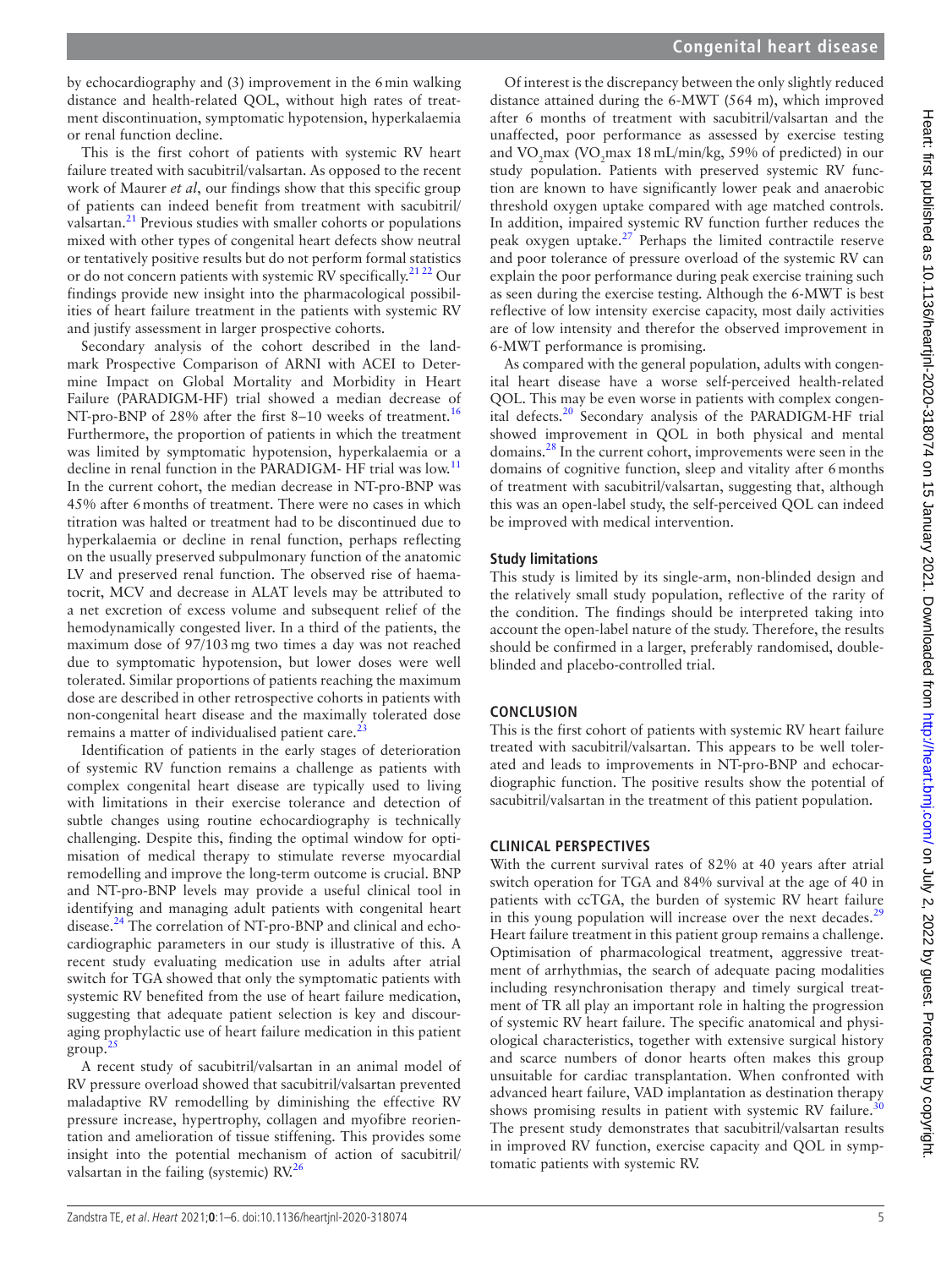by echocardiography and (3) improvement in the 6 min walking distance and health-related QOL, without high rates of treatment discontinuation, symptomatic hypotension, hyperkalaemia or renal function decline.

This is the first cohort of patients with systemic RV heart failure treated with sacubitril/valsartan. As opposed to the recent work of Maurer *et al*, our findings show that this specific group of patients can indeed benefit from treatment with sacubitril/valsartan.[21] Previous studies with smaller cohorts or populations mixed with other types of congenital heart defects show neutral or tentatively positive results but do not perform formal statistics or do not concern patients with systemic RV specifically.[21,22] Our findings provide new insight into the pharmacological possibilities of heart failure treatment in the patients with systemic RV and justify assessment in larger prospective cohorts.

Secondary analysis of the cohort described in the landmark Prospective Comparison of ARNI with ACEI to Determine Impact on Global Mortality and Morbidity in Heart Failure (PARADIGM-HF) trial showed a median decrease of NT-pro-BNP of 28% after the first 8–10 weeks of treatment.[16] Furthermore, the proportion of patients in which the treatment was limited by symptomatic hypotension, hyperkalaemia or a decline in renal function in the PARADIGM- HF trial was low.[11] In the current cohort, the median decrease in NT-pro-BNP was 45% after 6 months of treatment. There were no cases in which titration was halted or treatment had to be discontinued due to hyperkalaemia or decline in renal function, perhaps reflecting on the usually preserved subpulmonary function of the anatomic LV and preserved renal function. The observed rise of haematocrit, MCV and decrease in ALAT levels may be attributed to a net excretion of excess volume and subsequent relief of the hemodynamically congested liver. In a third of the patients, the maximum dose of 97/103 mg two times a day was not reached due to symptomatic hypotension, but lower doses were well tolerated. Similar proportions of patients reaching the maximum dose are described in other retrospective cohorts in patients with non-congenital heart disease and the maximally tolerated dose remains a matter of individualised patient care.[23]

Identification of patients in the early stages of deterioration of systemic RV function remains a challenge as patients with complex congenital heart disease are typically used to living with limitations in their exercise tolerance and detection of subtle changes using routine echocardiography is technically challenging. Despite this, finding the optimal window for optimisation of medical therapy to stimulate reverse myocardial remodelling and improve the long-term outcome is crucial. BNP and NT-pro-BNP levels may provide a useful clinical tool in identifying and managing adult patients with congenital heart disease.[24] The correlation of NT-pro-BNP and clinical and echocardiographic parameters in our study is illustrative of this. A recent study evaluating medication use in adults after atrial switch for TGA showed that only the symptomatic patients with systemic RV benefited from the use of heart failure medication, suggesting that adequate patient selection is key and discouraging prophylactic use of heart failure medication in this patient group.[25]

A recent study of sacubitril/valsartan in an animal model of RV pressure overload showed that sacubitril/valsartan prevented maladaptive RV remodelling by diminishing the effective RV pressure increase, hypertrophy, collagen and myofibre reorientation and amelioration of tissue stiffening. This provides some insight into the potential mechanism of action of sacubitril/valsartan in the failing (systemic) RV.[26]

Of interest is the discrepancy between the only slightly reduced distance attained during the 6-MWT (564 m), which improved after 6 months of treatment with sacubitril/valsartan and the unaffected, poor performance as assessed by exercise testing and $VO_2$max ($VO_2$max 18 mL/min/kg, 59% of predicted) in our study population. Patients with preserved systemic RV function are known to have significantly lower peak and anaerobic threshold oxygen uptake compared with age matched controls. In addition, impaired systemic RV function further reduces the peak oxygen uptake.[27] Perhaps the limited contractile reserve and poor tolerance of pressure overload of the systemic RV can explain the poor performance during peak exercise training such as seen during the exercise testing. Although the 6-MWT is best reflective of low intensity exercise capacity, most daily activities are of low intensity and therefor the observed improvement in 6-MWT performance is promising.

As compared with the general population, adults with congenital heart disease have a worse self-perceived health-related QOL. This may be even worse in patients with complex congenital defects.[20] Secondary analysis of the PARADIGM-HF trial showed improvement in QOL in both physical and mental domains.[28] In the current cohort, improvements were seen in the domains of cognitive function, sleep and vitality after 6 months of treatment with sacubitril/valsartan, suggesting that, although this was an open-label study, the self-perceived QOL can indeed be improved with medical intervention.

### Study limitations

This study is limited by its single-arm, non-blinded design and the relatively small study population, reflective of the rarity of the condition. The findings should be interpreted taking into account the open-label nature of the study. Therefore, the results should be confirmed in a larger, preferably randomised, double-blinded and placebo-controlled trial.

## CONCLUSION

This is the first cohort of patients with systemic RV heart failure treated with sacubitril/valsartan. This appears to be well tolerated and leads to improvements in NT-pro-BNP and echocardiographic function. The positive results show the potential of sacubitril/valsartan in the treatment of this patient population.

## CLINICAL PERSPECTIVES

With the current survival rates of 82% at 40 years after atrial switch operation for TGA and 84% survival at the age of 40 in patients with ccTGA, the burden of systemic RV heart failure in this young population will increase over the next decades.[29] Heart failure treatment in this patient group remains a challenge. Optimisation of pharmacological treatment, aggressive treatment of arrhythmias, the search of adequate pacing modalities including resynchronisation therapy and timely surgical treatment of TR all play an important role in halting the progression of systemic RV heart failure. The specific anatomical and physiological characteristics, together with extensive surgical history and scarce numbers of donor hearts often makes this group unsuitable for cardiac transplantation. When confronted with advanced heart failure, VAD implantation as destination therapy shows promising results in patient with systemic RV failure.[30] The present study demonstrates that sacubitril/valsartan results in improved RV function, exercise capacity and QOL in symptomatic patients with systemic RV.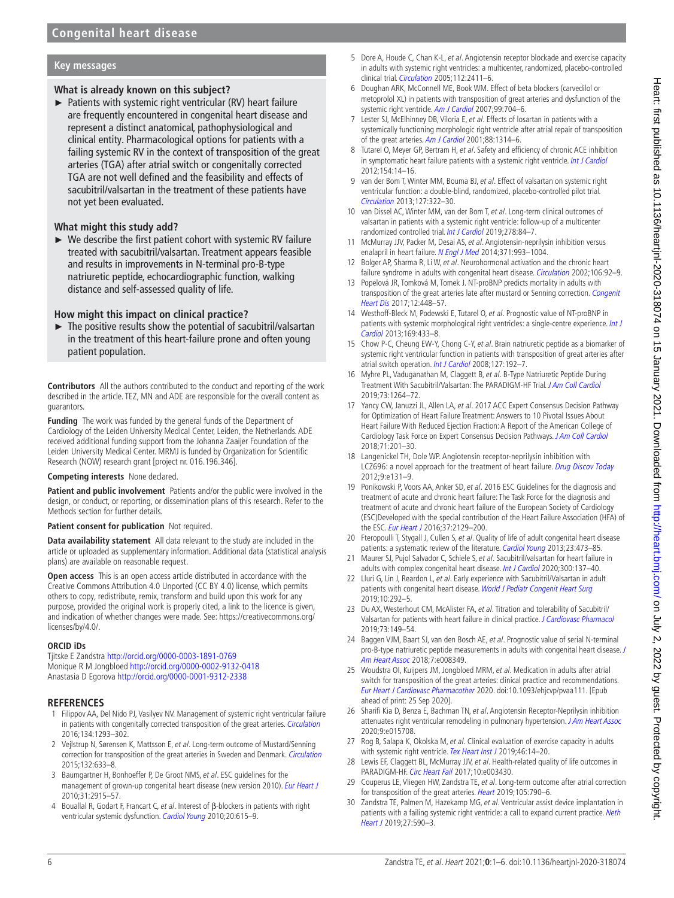## Key messages

### What is already known on this subject?

- Patients with systemic right ventricular (RV) heart failure are frequently encountered in congenital heart disease and represent a distinct anatomical, pathophysiological and clinical entity. Pharmacological options for patients with a failing systemic RV in the context of transposition of the great arteries (TGA) after atrial switch or congenitally corrected TGA are not well defined and the feasibility and effects of sacubitril/valsartan in the treatment of these patients have not yet been evaluated.

### What might this study add?

- We describe the first patient cohort with systemic RV failure treated with sacubitril/valsartan. Treatment appears feasible and results in improvements in N-terminal pro-B-type natriuretic peptide, echocardiographic function, walking distance and self-assessed quality of life.

### How might this impact on clinical practice?

- The positive results show the potential of sacubitril/valsartan in the treatment of this heart-failure prone and often young patient population.

**Contributors** All the authors contributed to the conduct and reporting of the work described in the article. TEZ, MN and ADE are responsible for the overall content as guarantors.

**Funding** The work was funded by the general funds of the Department of Cardiology of the Leiden University Medical Center, Leiden, the Netherlands. ADE received additional funding support from the Johanna Zaaijer Foundation of the Leiden University Medical Center. MRMJ is funded by Organization for Scientific Research (NOW) research grant [project nr. 016.196.346].

**Competing interests** None declared.

**Patient and public involvement** Patients and/or the public were involved in the design, or conduct, or reporting, or dissemination plans of this research. Refer to the Methods section for further details.

**Patient consent for publication** Not required.

**Data availability statement** All data relevant to the study are included in the article or uploaded as supplementary information. Additional data (statistical analysis plans) are available on reasonable request.

**Open access** This is an open access article distributed in accordance with the Creative Commons Attribution 4.0 Unported (CC BY 4.0) license, which permits others to copy, redistribute, remix, transform and build upon this work for any purpose, provided the original work is properly cited, a link to the licence is given, and indication of whether changes were made. See: https://creativecommons.org/licenses/by/4.0/.

### ORCID iDs

Tjitske E Zandstra http://orcid.org/0000-0003-1891-0769
Monique R M Jongbloed http://orcid.org/0000-0002-9132-0418
Anastasia D Egorova http://orcid.org/0000-0001-9312-2338

## REFERENCES

1. Filippov AA, Del Nido PJ, Vasilyev NV. Management of systemic right ventricular failure in patients with congenitally corrected transposition of the great arteries. *Circulation* 2016;134:1293–302.
2. Vejlstrup N, Sørensen K, Mattsson E, *et al*. Long-term outcome of Mustard/Senning correction for transposition of the great arteries in Sweden and Denmark. *Circulation* 2015;132:633–8.
3. Baumgartner H, Bonhoeffer P, De Groot NMS, *et al*. ESC guidelines for the management of grown-up congenital heart disease (new version 2010). *Eur Heart J* 2010;31:2915–57.
4. Bouallal R, Godart F, Francart C, *et al*. Interest of β-blockers in patients with right ventricular systemic dysfunction. *Cardiol Young* 2010;20:615–9.
5. Dore A, Houde C, Chan K-L, *et al*. Angiotensin receptor blockade and exercise capacity in adults with systemic right ventricles: a multicenter, randomized, placebo-controlled clinical trial. *Circulation* 2005;112:2411–6.
6. Doughan ARK, McConnell ME, Book WM. Effect of beta blockers (carvedilol or metoprolol XL) in patients with transposition of great arteries and dysfunction of the systemic right ventricle. *Am J Cardiol* 2007;99:704–6.
7. Lester SJ, McElhinney DB, Viloria E, *et al*. Effects of losartan in patients with a systemically functioning morphologic right ventricle after atrial repair of transposition of the great arteries. *Am J Cardiol* 2001;88:1314–6.
8. Tutarel O, Meyer GP, Bertram H, *et al*. Safety and efficiency of chronic ACE inhibition in symptomatic heart failure patients with a systemic right ventricle. *Int J Cardiol* 2012;154:14–16.
9. van der Bom T, Winter MM, Bouma BJ, *et al*. Effect of valsartan on systemic right ventricular function: a double-blind, randomized, placebo-controlled pilot trial. *Circulation* 2013;127:322–30.
10. van Dissel AC, Winter MM, van der Bom T, *et al*. Long-term clinical outcomes of valsartan in patients with a systemic right ventricle: follow-up of a multicenter randomized controlled trial. *Int J Cardiol* 2019;278:84–7.
11. McMurray JJV, Packer M, Desai AS, *et al*. Angiotensin-neprilysin inhibition versus enalapril in heart failure. *N Engl J Med* 2014;371:993–1004.
12. Bolger AP, Sharma R, Li W, *et al*. Neurohormonal activation and the chronic heart failure syndrome in adults with congenital heart disease. *Circulation* 2002;106:92–9.
13. Popelová JR, Tomková M, Tomek J. NT-proBNP predicts mortality in adults with transposition of the great arteries late after mustard or Senning correction. *Congenit Heart Dis* 2017;12:448–57.
14. Westhoff-Bleck M, Podewski E, Tutarel O, *et al*. Prognostic value of NT-proBNP in patients with systemic morphological right ventricles: a single-centre experience. *Int J Cardiol* 2013;169:433–8.
15. Chow P-C, Cheung EW-Y, Chong C-Y, *et al*. Brain natriuretic peptide as a biomarker of systemic right ventricular function in patients with transposition of great arteries after atrial switch operation. *Int J Cardiol* 2008;127:192–7.
16. Myhre PL, Vaduganathan M, Claggett B, *et al*. B-Type Natriuretic Peptide During Treatment With Sacubitril/Valsartan: The PARADIGM-HF Trial. *J Am Coll Cardiol* 2019;73:1264–72.
17. Yancy CW, Januzzi JL, Allen LA, *et al*. 2017 ACC Expert Consensus Decision Pathway for Optimization of Heart Failure Treatment: Answers to 10 Pivotal Issues About Heart Failure With Reduced Ejection Fraction: A Report of the American College of Cardiology Task Force on Expert Consensus Decision Pathways. *J Am Coll Cardiol* 2018;71:201–30.
18. Langenickel TH, Dole WP. Angiotensin receptor-neprilysin inhibition with LCZ696: a novel approach for the treatment of heart failure. *Drug Discov Today* 2012;9:e131–9.
19. Ponikowski P, Voors AA, Anker SD, *et al*. 2016 ESC Guidelines for the diagnosis and treatment of acute and chronic heart failure: The Task Force for the diagnosis and treatment of acute and chronic heart failure of the European Society of Cardiology (ESC)Developed with the special contribution of the Heart Failure Association (HFA) of the ESC. *Eur Heart J* 2016;37:2129–200.
20. Fteropoulli T, Stygall J, Cullen S, *et al*. Quality of life of adult congenital heart disease patients: a systematic review of the literature. *Cardiol Young* 2013;23:473–85.
21. Maurer SJ, Pujol Salvador C, Schiele S, *et al*. Sacubitril/valsartan for heart failure in adults with complex congenital heart disease. *Int J Cardiol* 2020;300:137–40.
22. Lluri G, Lin J, Reardon L, *et al*. Early experience with Sacubitril/Valsartan in adult patients with congenital heart disease. *World J Pediatr Congenit Heart Surg* 2019;10:292–5.
23. Du AX, Westerhout CM, McAlister FA, *et al*. Titration and tolerability of Sacubitril/Valsartan for patients with heart failure in clinical practice. *J Cardiovasc Pharmacol* 2019;73:149–54.
24. Baggen VJM, Baart SJ, van den Bosch AE, *et al*. Prognostic value of serial N-terminal pro-B-type natriuretic peptide measurements in adults with congenital heart disease. *J Am Heart Assoc* 2018;7:e008349.
25. Woudstra OI, Kuijpers JM, Jongbloed MRM, *et al*. Medication in adults after atrial switch for transposition of the great arteries: clinical practice and recommendations. *Eur Heart J Cardiovasc Pharmacother* 2020. doi:10.1093/ehjcvp/pvaa111. [Epub ahead of print: 25 Sep 2020].
26. Sharifi Kia D, Benza E, Bachman TN, *et al*. Angiotensin Receptor-Neprilysin inhibition attenuates right ventricular remodeling in pulmonary hypertension. *J Am Heart Assoc* 2020;9:e015708.
27. Rog B, Salapa K, Okolska M, *et al*. Clinical evaluation of exercise capacity in adults with systemic right ventricle. *Tex Heart Inst J* 2019;46:14–20.
28. Lewis EF, Claggett BL, McMurray JJV, *et al*. Health-related quality of life outcomes in PARADIGM-HF. *Circ Heart Fail* 2017;10:e003430.
29. Couperus LE, Vliegen HW, Zandstra TE, *et al*. Long-term outcome after atrial correction for transposition of the great arteries. *Heart* 2019;105:790–6.
30. Zandstra TE, Palmen M, Hazekamp MG, *et al*. Ventricular assist device implantation in patients with a failing systemic right ventricle: a call to expand current practice. *Neth Heart J* 2019;27:590–3.